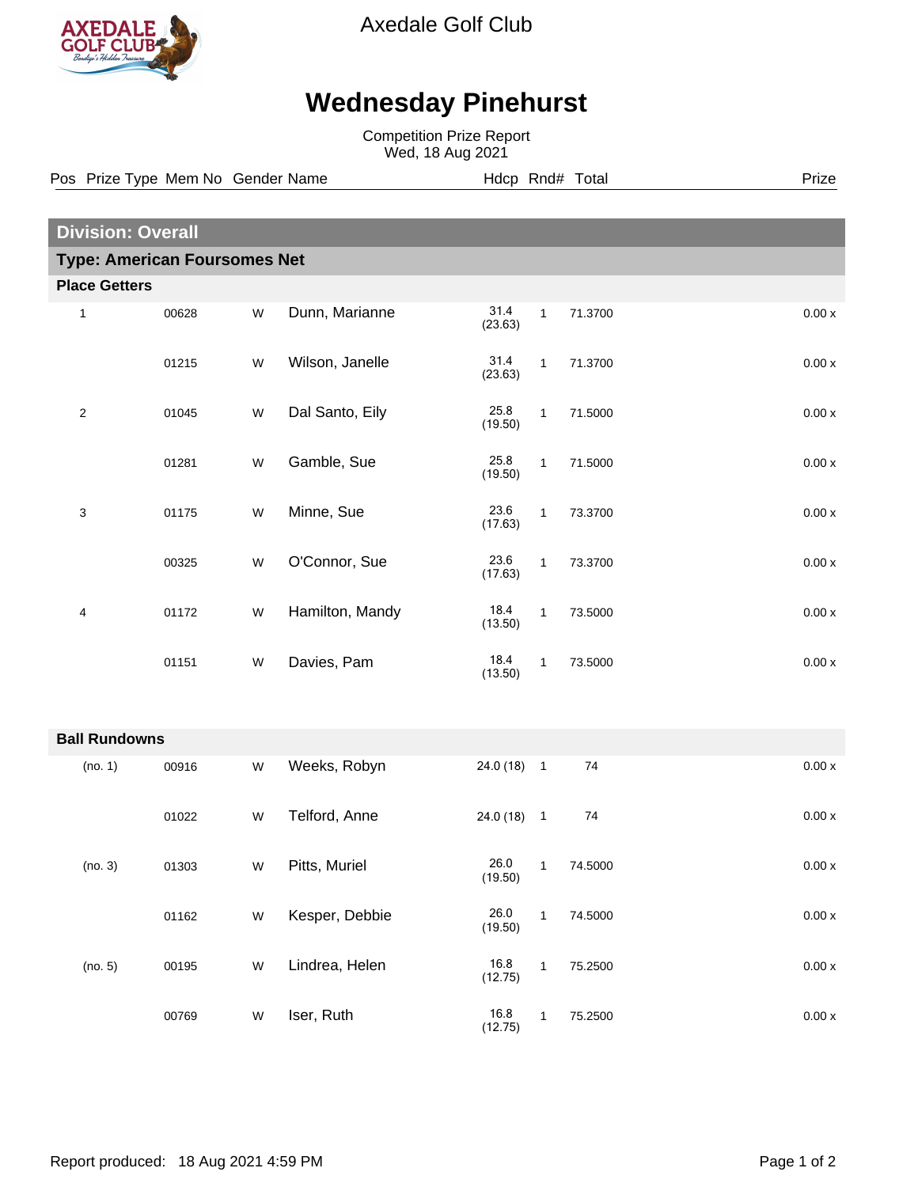Axedale Golf Club

# Wednesday Pinehurst

Competition Prize Report
Wed, 18 Aug 2021

## Division: Overall

### Type: American Foursomes Net

#### Place Getters

| Pos | Prize Type | Mem No | Gender | Name | Hdcp | Rnd# | Total | Prize |
|---|---|---|---|---|---|---|---|---|
| 1 | | 00628 | W | Dunn, Marianne | 31.4 (23.63) | 1 | 71.3700 | 0.00 x |
| | | 01215 | W | Wilson, Janelle | 31.4 (23.63) | 1 | 71.3700 | 0.00 x |
| 2 | | 01045 | W | Dal Santo, Eily | 25.8 (19.50) | 1 | 71.5000 | 0.00 x |
| | | 01281 | W | Gamble, Sue | 25.8 (19.50) | 1 | 71.5000 | 0.00 x |
| 3 | | 01175 | W | Minne, Sue | 23.6 (17.63) | 1 | 73.3700 | 0.00 x |
| | | 00325 | W | O'Connor, Sue | 23.6 (17.63) | 1 | 73.3700 | 0.00 x |
| 4 | | 01172 | W | Hamilton, Mandy | 18.4 (13.50) | 1 | 73.5000 | 0.00 x |
| | | 01151 | W | Davies, Pam | 18.4 (13.50) | 1 | 73.5000 | 0.00 x |

#### Ball Rundowns

| Pos | Prize Type | Mem No | Gender | Name | Hdcp | Rnd# | Total | Prize |
|---|---|---|---|---|---|---|---|---|
| (no. 1) | | 00916 | W | Weeks, Robyn | 24.0 (18) | 1 | 74 | 0.00 x |
| | | 01022 | W | Telford, Anne | 24.0 (18) | 1 | 74 | 0.00 x |
| (no. 3) | | 01303 | W | Pitts, Muriel | 26.0 (19.50) | 1 | 74.5000 | 0.00 x |
| | | 01162 | W | Kesper, Debbie | 26.0 (19.50) | 1 | 74.5000 | 0.00 x |
| (no. 5) | | 00195 | W | Lindrea, Helen | 16.8 (12.75) | 1 | 75.2500 | 0.00 x |
| | | 00769 | W | Iser, Ruth | 16.8 (12.75) | 1 | 75.2500 | 0.00 x |

Report produced: 18 Aug 2021 4:59 PM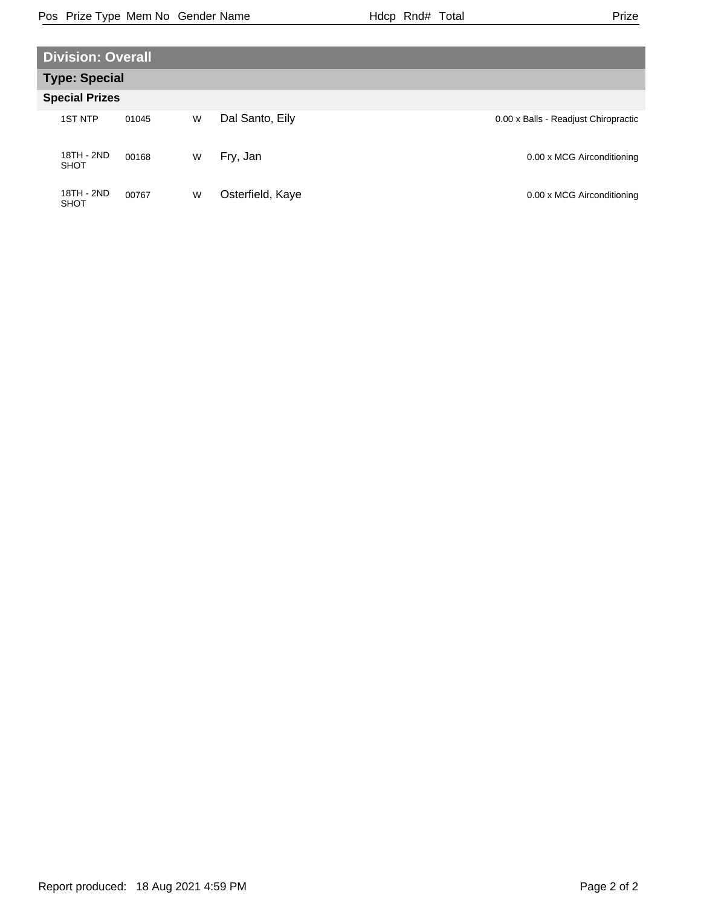| Pos | Prize Type | Mem No | Gender | Name | Hdcp | Rnd# | Total | Prize |
|---|---|---|---|---|---|---|---|---|

## Division: Overall

### Type: Special

**Special Prizes**

| | | | | |
|---|---|---|---|---|
| 1ST NTP | 01045 | W | Dal Santo, Eily | 0.00 x Balls - Readjust Chiropractic |
| 18TH - 2ND SHOT | 00168 | W | Fry, Jan | 0.00 x MCG Airconditioning |
| 18TH - 2ND SHOT | 00767 | W | Osterfield, Kaye | 0.00 x MCG Airconditioning |

Report produced: 18 Aug 2021 4:59 PM